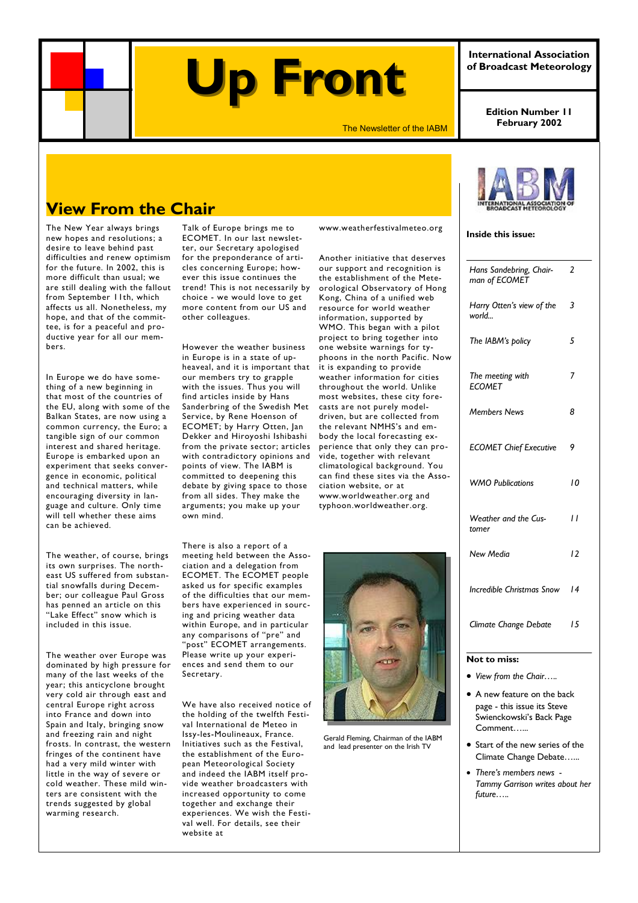# Up Front

The Newsletter of the IABM

**International Association of Broadcast Meteorology**

**Edition Number 11**
**February 2002**

## View From the Chair

The New Year always brings new hopes and resolutions; a desire to leave behind past difficulties and renew optimism for the future. In 2002, this is more difficult than usual; we are still dealing with the fallout from September 11th, which affects us all. Nonetheless, my hope, and that of the committee, is for a peaceful and productive year for all our members.

In Europe we do have something of a new beginning in that most of the countries of the EU, along with some of the Balkan States, are now using a common currency, the Euro; a tangible sign of our common interest and shared heritage. Europe is embarked upon an experiment that seeks convergence in economic, political and technical matters, while encouraging diversity in language and culture. Only time will tell whether these aims can be achieved.

The weather, of course, brings its own surprises. The northeast US suffered from substantial snowfalls during December; our colleague Paul Gross has penned an article on this "Lake Effect" snow which is included in this issue.

The weather over Europe was dominated by high pressure for many of the last weeks of the year; this anticyclone brought very cold air through east and central Europe right across into France and down into Spain and Italy, bringing snow and freezing rain and night frosts. In contrast, the western fringes of the continent have had a very mild winter with little in the way of severe or cold weather. These mild winters are consistent with the trends suggested by global warming research.

Talk of Europe brings me to ECOMET. In our last newsletter, our Secretary apologised for the preponderance of articles concerning Europe; however this issue continues the trend! This is not necessarily by choice - we would love to get more content from our US and other colleagues.

However the weather business in Europe is in a state of upheaval, and it is important that our members try to grapple with the issues. Thus you will find articles inside by Hans Sanderbring of the Swedish Met Service, by Rene Hoenson of ECOMET; by Harry Otten, Jan Dekker and Hiroyoshi Ishibashi from the private sector; articles with contradictory opinions and points of view. The IABM is committed to deepening this debate by giving space to those from all sides. They make the arguments; you make up your own mind.

There is also a report of a meeting held between the Association and a delegation from ECOMET. The ECOMET people asked us for specific examples of the difficulties that our members have experienced in sourcing and pricing weather data within Europe, and in particular any comparisons of "pre" and "post" ECOMET arrangements. Please write up your experiences and send them to our Secretary.

We have also received notice of the holding of the twelfth Festival International de Meteo in Issy-les-Moulineaux, France. Initiatives such as the Festival, the establishment of the European Meteorological Society and indeed the IABM itself provide weather broadcasters with increased opportunity to come together and exchange their experiences. We wish the Festival well. For details, see their website at

www.weatherfestivalmeteo.org

Another initiative that deserves our support and recognition is the establishment of the Meteorological Observatory of Hong Kong, China of a unified web resource for world weather information, supported by WMO. This began with a pilot project to bring together into one website warnings for typhoons in the north Pacific. Now it is expanding to provide weather information for cities throughout the world. Unlike most websites, these city forecasts are not purely model-driven, but are collected from the relevant NMHS's and embody the local forecasting experience that only they can provide, together with relevant climatological background. You can find these sites via the Association website, or at www.worldweather.org and typhoon.worldweather.org.

Gerald Fleming, Chairman of the IABM and lead presenter on the Irish TV

**Inside this issue:**

| | |
|---|---|
| *Hans Sandebring, Chairman of ECOMET* | 2 |
| *Harry Otten's view of the world...* | 3 |
| *The IABM's policy* | 5 |
| *The meeting with ECOMET* | 7 |
| *Members News* | 8 |
| *ECOMET Chief Executive* | 9 |
| *WMO Publications* | 10 |
| *Weather and the Customer* | 11 |
| *New Media* | 12 |
| *Incredible Christmas Snow* | 14 |
| *Climate Change Debate* | 15 |

**Not to miss:**

- *View from the Chair…..*
- A new feature on the back page - this issue its Steve Swienckowski's Back Page Comment…...
- Start of the new series of the Climate Change Debate…...
- *There's members news - Tammy Garrison writes about her future…..*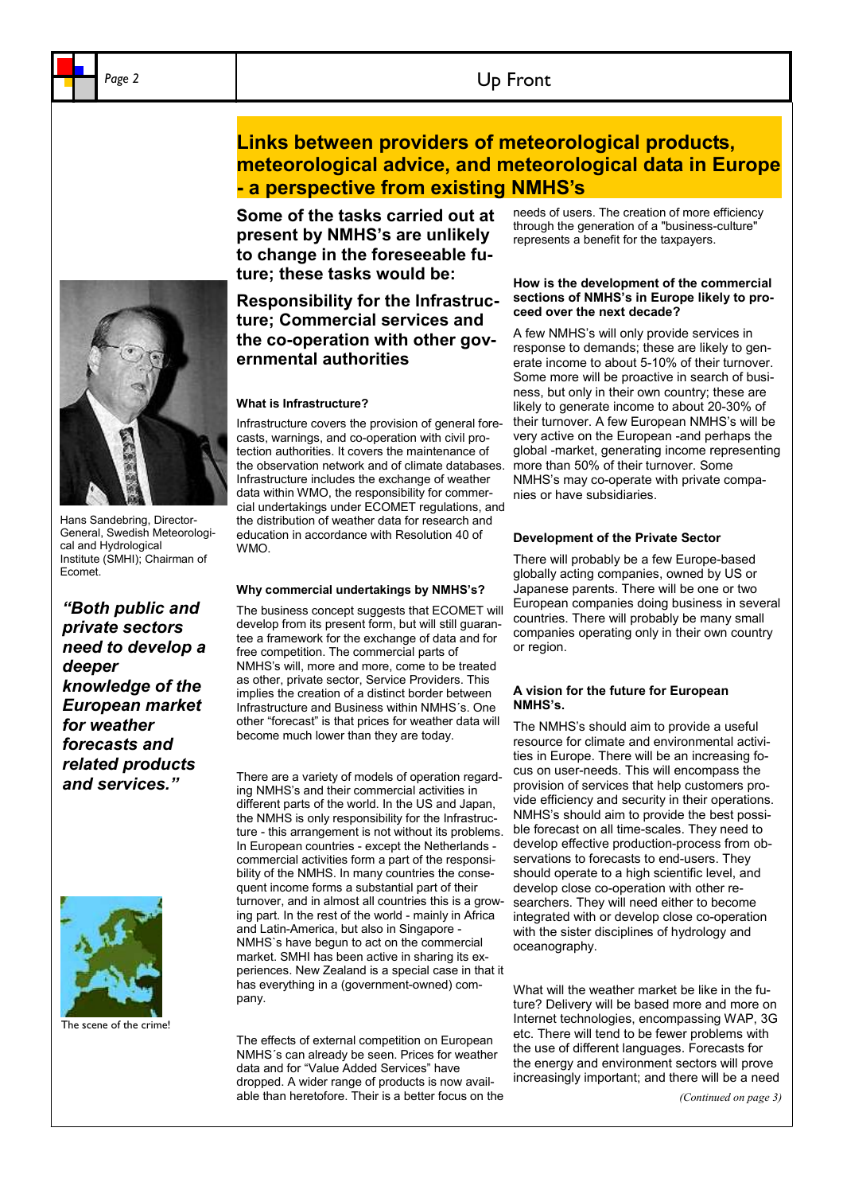# Links between providers of meteorological products, meteorological advice, and meteorological data in Europe - a perspective from existing NMHS's

Hans Sandebring, Director-General, Swedish Meteorological and Hydrological Institute (SMHI); Chairman of Ecomet.

*"Both public and private sectors need to develop a deeper knowledge of the European market for weather forecasts and related products and services."*

The scene of the crime!

**Some of the tasks carried out at present by NMHS's are unlikely to change in the foreseeable future; these tasks would be:**

**Responsibility for the Infrastructure; Commercial services and the co-operation with other governmental authorities**

### What is Infrastructure?

Infrastructure covers the provision of general forecasts, warnings, and co-operation with civil protection authorities. It covers the maintenance of the observation network and of climate databases. Infrastructure includes the exchange of weather data within WMO, the responsibility for commercial undertakings under ECOMET regulations, and the distribution of weather data for research and education in accordance with Resolution 40 of WMO.

### Why commercial undertakings by NMHS's?

The business concept suggests that ECOMET will develop from its present form, but will still guarantee a framework for the exchange of data and for free competition. The commercial parts of NMHS's will, more and more, come to be treated as other, private sector, Service Providers. This implies the creation of a distinct border between Infrastructure and Business within NMHS´s. One other "forecast" is that prices for weather data will become much lower than they are today.

There are a variety of models of operation regarding NMHS's and their commercial activities in different parts of the world. In the US and Japan, the NMHS is only responsibility for the Infrastructure - this arrangement is not without its problems. In European countries - except the Netherlands - commercial activities form a part of the responsibility of the NMHS. In many countries the consequent income forms a substantial part of their turnover, and in almost all countries this is a growing part. In the rest of the world - mainly in Africa and Latin-America, but also in Singapore - NMHS`s have begun to act on the commercial market. SMHI has been active in sharing its experiences. New Zealand is a special case in that it has everything in a (government-owned) company.

The effects of external competition on European NMHS´s can already be seen. Prices for weather data and for "Value Added Services" have dropped. A wider range of products is now available than heretofore. Their is a better focus on the needs of users. The creation of more efficiency through the generation of a "business-culture" represents a benefit for the taxpayers.

### How is the development of the commercial sections of NMHS's in Europe likely to proceed over the next decade?

A few NMHS's will only provide services in response to demands; these are likely to generate income to about 5-10% of their turnover. Some more will be proactive in search of business, but only in their own country; these are likely to generate income to about 20-30% of their turnover. A few European NMHS's will be very active on the European -and perhaps the global -market, generating income representing more than 50% of their turnover. Some NMHS's may co-operate with private companies or have subsidiaries.

### Development of the Private Sector

There will probably be a few Europe-based globally acting companies, owned by US or Japanese parents. There will be one or two European companies doing business in several countries. There will probably be many small companies operating only in their own country or region.

### A vision for the future for European NMHS's.

The NMHS's should aim to provide a useful resource for climate and environmental activities in Europe. There will be an increasing focus on user-needs. This will encompass the provision of services that help customers provide efficiency and security in their operations. NMHS's should aim to provide the best possible forecast on all time-scales. They need to develop effective production-process from observations to forecasts to end-users. They should operate to a high scientific level, and develop close co-operation with other researchers. They will need either to become integrated with or develop close co-operation with the sister disciplines of hydrology and oceanography.

What will the weather market be like in the future? Delivery will be based more and more on Internet technologies, encompassing WAP, 3G etc. There will tend to be fewer problems with the use of different languages. Forecasts for the energy and environment sectors will prove increasingly important; and there will be a need

*(Continued on page 3)*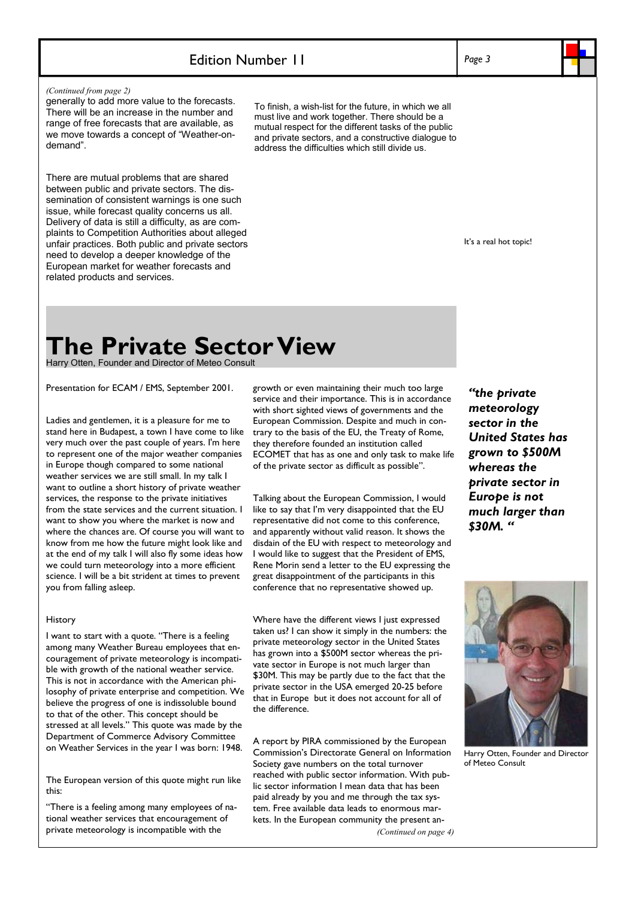*(Continued from page 2)*

generally to add more value to the forecasts. There will be an increase in the number and range of free forecasts that are available, as we move towards a concept of "Weather-on-demand".

There are mutual problems that are shared between public and private sectors. The dissemination of consistent warnings is one such issue, while forecast quality concerns us all. Delivery of data is still a difficulty, as are complaints to Competition Authorities about alleged unfair practices. Both public and private sectors need to develop a deeper knowledge of the European market for weather forecasts and related products and services.

To finish, a wish-list for the future, in which we all must live and work together. There should be a mutual respect for the different tasks of the public and private sectors, and a constructive dialogue to address the difficulties which still divide us.

It's a real hot topic!

# The Private Sector View

Harry Otten, Founder and Director of Meteo Consult

Presentation for ECAM / EMS, September 2001.

Ladies and gentlemen, it is a pleasure for me to stand here in Budapest, a town I have come to like very much over the past couple of years. I'm here to represent one of the major weather companies in Europe though compared to some national weather services we are still small. In my talk I want to outline a short history of private weather services, the response to the private initiatives from the state services and the current situation. I want to show you where the market is now and where the chances are. Of course you will want to know from me how the future might look like and at the end of my talk I will also fly some ideas how we could turn meteorology into a more efficient science. I will be a bit strident at times to prevent you from falling asleep.

History

I want to start with a quote. "There is a feeling among many Weather Bureau employees that encouragement of private meteorology is incompatible with growth of the national weather service. This is not in accordance with the American philosophy of private enterprise and competition. We believe the progress of one is indissoluble bound to that of the other. This concept should be stressed at all levels." This quote was made by the Department of Commerce Advisory Committee on Weather Services in the year I was born: 1948.

The European version of this quote might run like this:

"There is a feeling among many employees of national weather services that encouragement of private meteorology is incompatible with the growth or even maintaining their much too large service and their importance. This is in accordance with short sighted views of governments and the European Commission. Despite and much in contrary to the basis of the EU, the Treaty of Rome, they therefore founded an institution called ECOMET that has as one and only task to make life of the private sector as difficult as possible".

Talking about the European Commission, I would like to say that I'm very disappointed that the EU representative did not come to this conference, and apparently without valid reason. It shows the disdain of the EU with respect to meteorology and I would like to suggest that the President of EMS, Rene Morin send a letter to the EU expressing the great disappointment of the participants in this conference that no representative showed up.

Where have the different views I just expressed taken us? I can show it simply in the numbers: the private meteorology sector in the United States has grown into a $500M sector whereas the private sector in Europe is not much larger than $30M. This may be partly due to the fact that the private sector in the USA emerged 20-25 before that in Europe but it does not account for all of the difference.

A report by PIRA commissioned by the European Commission's Directorate General on Information Society gave numbers on the total turnover reached with public sector information. With public sector information I mean data that has been paid already by you and me through the tax system. Free available data leads to enormous markets. In the European community the present an-

*(Continued on page 4)*

***"the private meteorology sector in the United States has grown to $500M whereas the private sector in Europe is not much larger than $30M. "***

Harry Otten, Founder and Director of Meteo Consult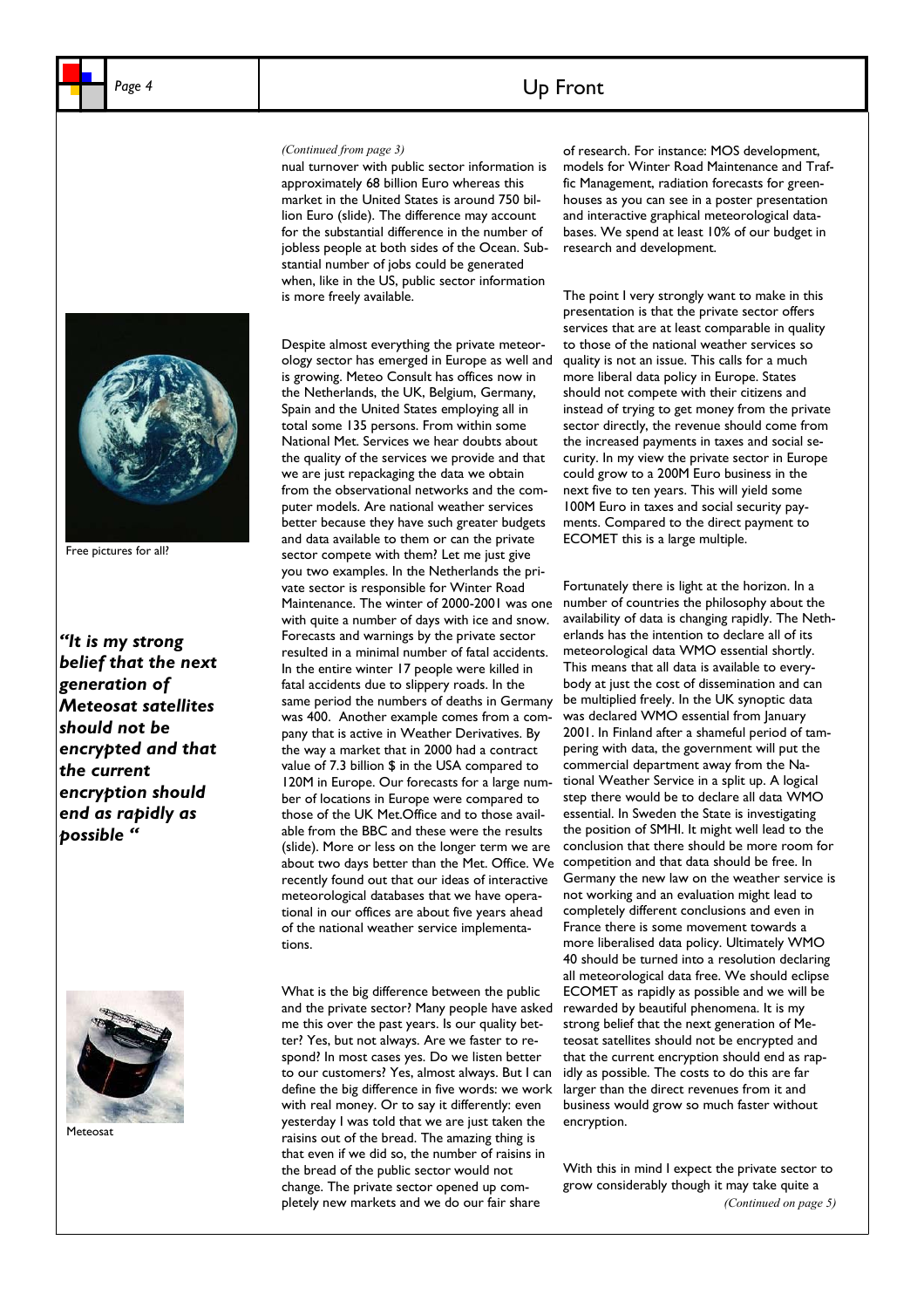*(Continued from page 3)*

nual turnover with public sector information is approximately 68 billion Euro whereas this market in the United States is around 750 billion Euro (slide). The difference may account for the substantial difference in the number of jobless people at both sides of the Ocean. Substantial number of jobs could be generated when, like in the US, public sector information is more freely available.

Despite almost everything the private meteorology sector has emerged in Europe as well and is growing. Meteo Consult has offices now in the Netherlands, the UK, Belgium, Germany, Spain and the United States employing all in total some 135 persons. From within some National Met. Services we hear doubts about the quality of the services we provide and that we are just repackaging the data we obtain from the observational networks and the computer models. Are national weather services better because they have such greater budgets and data available to them or can the private sector compete with them? Let me just give you two examples. In the Netherlands the private sector is responsible for Winter Road Maintenance. The winter of 2000-2001 was one with quite a number of days with ice and snow. Forecasts and warnings by the private sector resulted in a minimal number of fatal accidents. In the entire winter 17 people were killed in fatal accidents due to slippery roads. In the same period the numbers of deaths in Germany was 400. Another example comes from a company that is active in Weather Derivatives. By the way a market that in 2000 had a contract value of 7.3 billion $ in the USA compared to 120M in Europe. Our forecasts for a large number of locations in Europe were compared to those of the UK Met.Office and to those available from the BBC and these were the results (slide). More or less on the longer term we are about two days better than the Met. Office. We recently found out that our ideas of interactive meteorological databases that we have operational in our offices are about five years ahead of the national weather service implementations.

What is the big difference between the public and the private sector? Many people have asked me this over the past years. Is our quality better? Yes, but not always. Are we faster to respond? In most cases yes. Do we listen better to our customers? Yes, almost always. But I can define the big difference in five words: we work with real money. Or to say it differently: even yesterday I was told that we are just taken the raisins out of the bread. The amazing thing is that even if we did so, the number of raisins in the bread of the public sector would not change. The private sector opened up completely new markets and we do our fair share of research. For instance: MOS development, models for Winter Road Maintenance and Traffic Management, radiation forecasts for greenhouses as you can see in a poster presentation and interactive graphical meteorological databases. We spend at least 10% of our budget in research and development.

The point I very strongly want to make in this presentation is that the private sector offers services that are at least comparable in quality to those of the national weather services so quality is not an issue. This calls for a much more liberal data policy in Europe. States should not compete with their citizens and instead of trying to get money from the private sector directly, the revenue should come from the increased payments in taxes and social security. In my view the private sector in Europe could grow to a 200M Euro business in the next five to ten years. This will yield some 100M Euro in taxes and social security payments. Compared to the direct payment to ECOMET this is a large multiple.

Fortunately there is light at the horizon. In a number of countries the philosophy about the availability of data is changing rapidly. The Netherlands has the intention to declare all of its meteorological data WMO essential shortly. This means that all data is available to everybody at just the cost of dissemination and can be multiplied freely. In the UK synoptic data was declared WMO essential from January 2001. In Finland after a shameful period of tampering with data, the government will put the commercial department away from the National Weather Service in a split up. A logical step there would be to declare all data WMO essential. In Sweden the State is investigating the position of SMHI. It might well lead to the conclusion that there should be more room for competition and that data should be free. In Germany the new law on the weather service is not working and an evaluation might lead to completely different conclusions and even in France there is some movement towards a more liberalised data policy. Ultimately WMO 40 should be turned into a resolution declaring all meteorological data free. We should eclipse ECOMET as rapidly as possible and we will be rewarded by beautiful phenomena. It is my strong belief that the next generation of Meteosat satellites should not be encrypted and that the current encryption should end as rapidly as possible. The costs to do this are far larger than the direct revenues from it and business would grow so much faster without encryption.

With this in mind I expect the private sector to grow considerably though it may take quite a

*(Continued on page 5)*

Free pictures for all?

***"It is my strong belief that the next generation of Meteosat satellites should not be encrypted and that the current encryption should end as rapidly as possible "***

Meteosat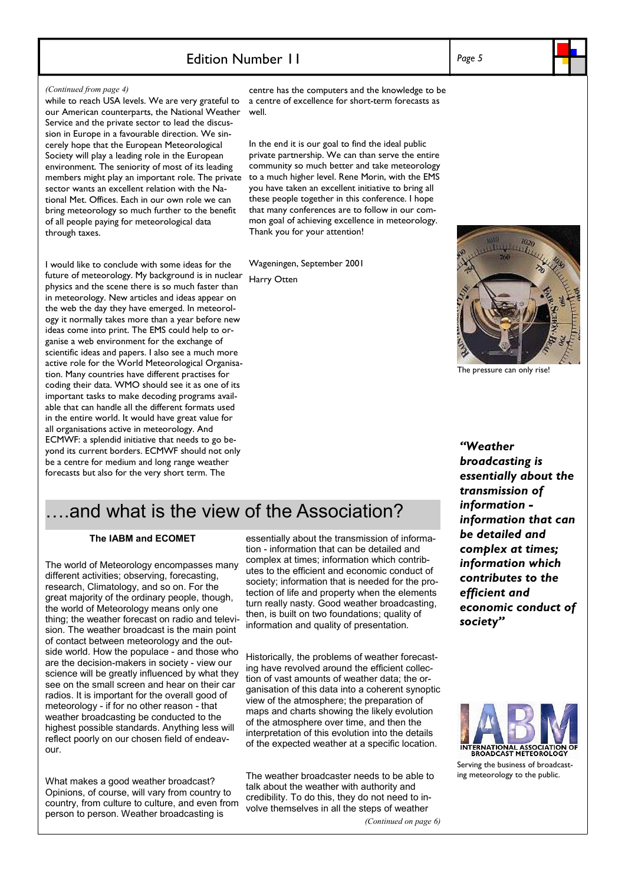*(Continued from page 4)*

while to reach USA levels. We are very grateful to our American counterparts, the National Weather Service and the private sector to lead the discussion in Europe in a favourable direction. We sincerely hope that the European Meteorological Society will play a leading role in the European environment. The seniority of most of its leading members might play an important role. The private sector wants an excellent relation with the National Met. Offices. Each in our own role we can bring meteorology so much further to the benefit of all people paying for meteorological data through taxes.

I would like to conclude with some ideas for the future of meteorology. My background is in nuclear physics and the scene there is so much faster than in meteorology. New articles and ideas appear on the web the day they have emerged. In meteorology it normally takes more than a year before new ideas come into print. The EMS could help to organise a web environment for the exchange of scientific ideas and papers. I also see a much more active role for the World Meteorological Organisation. Many countries have different practises for coding their data. WMO should see it as one of its important tasks to make decoding programs available that can handle all the different formats used in the entire world. It would have great value for all organisations active in meteorology. And ECMWF: a splendid initiative that needs to go beyond its current borders. ECMWF should not only be a centre for medium and long range weather forecasts but also for the very short term. The centre has the computers and the knowledge to be a centre of excellence for short-term forecasts as well.

In the end it is our goal to find the ideal public private partnership. We can than serve the entire community so much better and take meteorology to a much higher level. Rene Morin, with the EMS you have taken an excellent initiative to bring all these people together in this conference. I hope that many conferences are to follow in our common goal of achieving excellence in meteorology. Thank you for your attention!

Wageningen, September 2001

Harry Otten

The pressure can only rise!

# ….and what is the view of the Association?

**The IABM and ECOMET**

The world of Meteorology encompasses many different activities; observing, forecasting, research, Climatology, and so on. For the great majority of the ordinary people, though, the world of Meteorology means only one thing; the weather forecast on radio and television. The weather broadcast is the main point of contact between meteorology and the outside world. How the populace - and those who are the decision-makers in society - view our science will be greatly influenced by what they see on the small screen and hear on their car radios. It is important for the overall good of meteorology - if for no other reason - that weather broadcasting be conducted to the highest possible standards. Anything less will reflect poorly on our chosen field of endeavour.

What makes a good weather broadcast? Opinions, of course, will vary from country to country, from culture to culture, and even from person to person. Weather broadcasting is essentially about the transmission of information - information that can be detailed and complex at times; information which contributes to the efficient and economic conduct of society; information that is needed for the protection of life and property when the elements turn really nasty. Good weather broadcasting, then, is built on two foundations; quality of information and quality of presentation.

Historically, the problems of weather forecasting have revolved around the efficient collection of vast amounts of weather data; the organisation of this data into a coherent synoptic view of the atmosphere; the preparation of maps and charts showing the likely evolution of the atmosphere over time, and then the interpretation of this evolution into the details of the expected weather at a specific location.

The weather broadcaster needs to be able to talk about the weather with authority and credibility. To do this, they do not need to involve themselves in all the steps of weather

*(Continued on page 6)*

***"Weather broadcasting is essentially about the transmission of information - information that can be detailed and complex at times; information which contributes to the efficient and economic conduct of society"***

INTERNATIONAL ASSOCIATION OF BROADCAST METEOROLOGY

Serving the business of broadcasting meteorology to the public.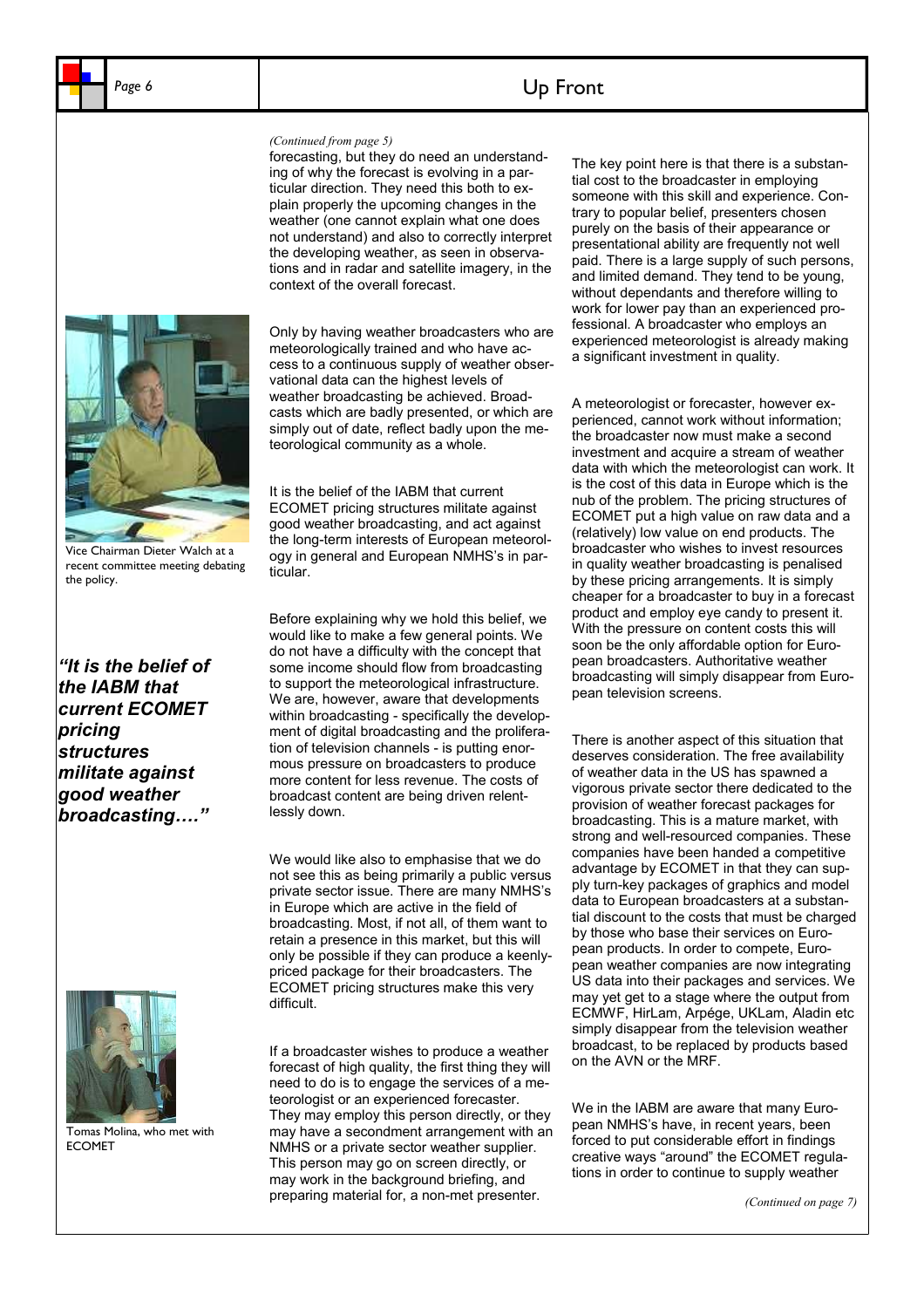*(Continued from page 5)*

forecasting, but they do need an understanding of why the forecast is evolving in a particular direction. They need this both to explain properly the upcoming changes in the weather (one cannot explain what one does not understand) and also to correctly interpret the developing weather, as seen in observations and in radar and satellite imagery, in the context of the overall forecast.

Only by having weather broadcasters who are meteorologically trained and who have access to a continuous supply of weather observational data can the highest levels of weather broadcasting be achieved. Broadcasts which are badly presented, or which are simply out of date, reflect badly upon the meteorological community as a whole.

It is the belief of the IABM that current ECOMET pricing structures militate against good weather broadcasting, and act against the long-term interests of European meteorology in general and European NMHS's in particular.

Vice Chairman Dieter Walch at a recent committee meeting debating the policy.

***"It is the belief of the IABM that current ECOMET pricing structures militate against good weather broadcasting…."***

Before explaining why we hold this belief, we would like to make a few general points. We do not have a difficulty with the concept that some income should flow from broadcasting to support the meteorological infrastructure. We are, however, aware that developments within broadcasting - specifically the development of digital broadcasting and the proliferation of television channels - is putting enormous pressure on broadcasters to produce more content for less revenue. The costs of broadcast content are being driven relentlessly down.

We would like also to emphasise that we do not see this as being primarily a public versus private sector issue. There are many NMHS's in Europe which are active in the field of broadcasting. Most, if not all, of them want to retain a presence in this market, but this will only be possible if they can produce a keenly-priced package for their broadcasters. The ECOMET pricing structures make this very difficult.

Tomas Molina, who met with ECOMET

If a broadcaster wishes to produce a weather forecast of high quality, the first thing they will need to do is to engage the services of a meteorologist or an experienced forecaster. They may employ this person directly, or they may have a secondment arrangement with an NMHS or a private sector weather supplier. This person may go on screen directly, or may work in the background briefing, and preparing material for, a non-met presenter.

The key point here is that there is a substantial cost to the broadcaster in employing someone with this skill and experience. Contrary to popular belief, presenters chosen purely on the basis of their appearance or presentational ability are frequently not well paid. There is a large supply of such persons, and limited demand. They tend to be young, without dependants and therefore willing to work for lower pay than an experienced professional. A broadcaster who employs an experienced meteorologist is already making a significant investment in quality.

A meteorologist or forecaster, however experienced, cannot work without information; the broadcaster now must make a second investment and acquire a stream of weather data with which the meteorologist can work. It is the cost of this data in Europe which is the nub of the problem. The pricing structures of ECOMET put a high value on raw data and a (relatively) low value on end products. The broadcaster who wishes to invest resources in quality weather broadcasting is penalised by these pricing arrangements. It is simply cheaper for a broadcaster to buy in a forecast product and employ eye candy to present it. With the pressure on content costs this will soon be the only affordable option for European broadcasters. Authoritative weather broadcasting will simply disappear from European television screens.

There is another aspect of this situation that deserves consideration. The free availability of weather data in the US has spawned a vigorous private sector there dedicated to the provision of weather forecast packages for broadcasting. This is a mature market, with strong and well-resourced companies. These companies have been handed a competitive advantage by ECOMET in that they can supply turn-key packages of graphics and model data to European broadcasters at a substantial discount to the costs that must be charged by those who base their services on European products. In order to compete, European weather companies are now integrating US data into their packages and services. We may yet get to a stage where the output from ECMWF, HirLam, Arpége, UKLam, Aladin etc simply disappear from the television weather broadcast, to be replaced by products based on the AVN or the MRF.

We in the IABM are aware that many European NMHS's have, in recent years, been forced to put considerable effort in findings creative ways "around" the ECOMET regulations in order to continue to supply weather

*(Continued on page 7)*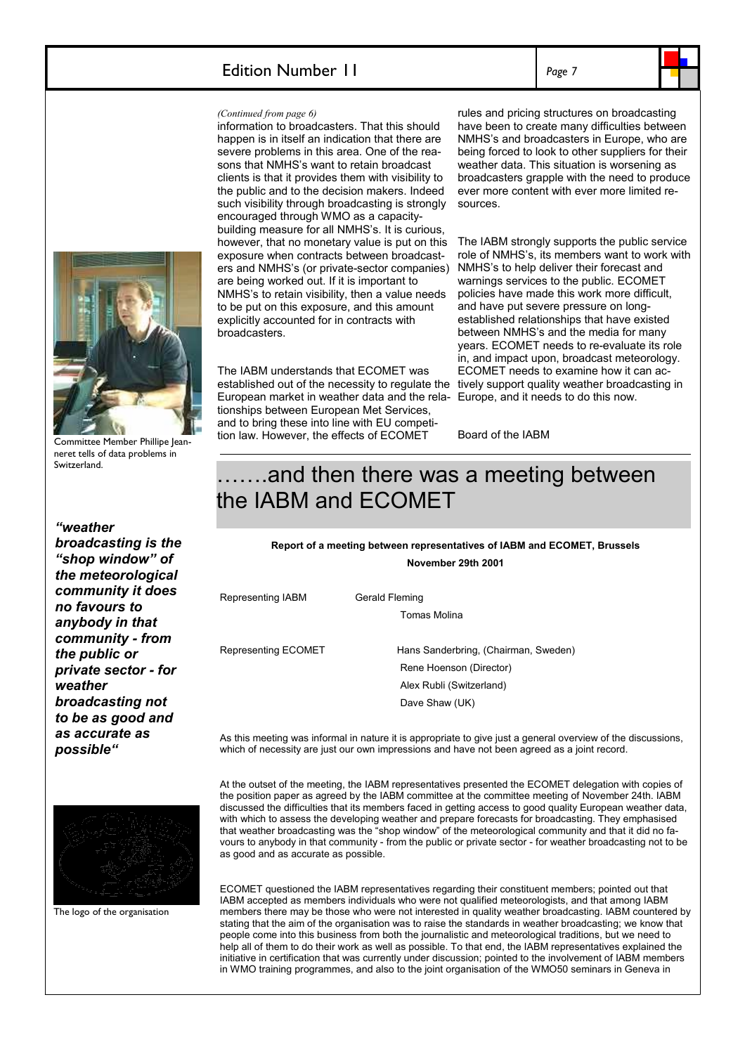*(Continued from page 6)*

information to broadcasters. That this should happen is in itself an indication that there are severe problems in this area. One of the reasons that NMHS's want to retain broadcast clients is that it provides them with visibility to the public and to the decision makers. Indeed such visibility through broadcasting is strongly encouraged through WMO as a capacity-building measure for all NMHS's. It is curious, however, that no monetary value is put on this exposure when contracts between broadcasters and NMHS's (or private-sector companies) are being worked out. If it is important to NMHS's to retain visibility, then a value needs to be put on this exposure, and this amount explicitly accounted for in contracts with broadcasters.

The IABM understands that ECOMET was established out of the necessity to regulate the European market in weather data and the relationships between European Met Services, and to bring these into line with EU competition law. However, the effects of ECOMET rules and pricing structures on broadcasting have been to create many difficulties between NMHS's and broadcasters in Europe, who are being forced to look to other suppliers for their weather data. This situation is worsening as broadcasters grapple with the need to produce ever more content with ever more limited resources.

The IABM strongly supports the public service role of NMHS's, its members want to work with NMHS's to help deliver their forecast and warnings services to the public. ECOMET policies have made this work more difficult, and have put severe pressure on long-established relationships that have existed between NMHS's and the media for many years. ECOMET needs to re-evaluate its role in, and impact upon, broadcast meteorology. ECOMET needs to examine how it can actively support quality weather broadcasting in Europe, and it needs to do this now.

Board of the IABM

Committee Member Phillipe Jeanneret tells of data problems in Switzerland.

***"weather broadcasting is the "shop window" of the meteorological community it does no favours to anybody in that community - from the public or private sector - for weather broadcasting not to be as good and as accurate as possible"***

The logo of the organisation

# …….and then there was a meeting between the IABM and ECOMET

**Report of a meeting between representatives of IABM and ECOMET, Brussels**

**November 29th 2001**

Representing IABM: Gerald Fleming, Tomas Molina

Representing ECOMET: Hans Sanderbring, (Chairman, Sweden), Rene Hoenson (Director), Alex Rubli (Switzerland), Dave Shaw (UK)

As this meeting was informal in nature it is appropriate to give just a general overview of the discussions, which of necessity are just our own impressions and have not been agreed as a joint record.

At the outset of the meeting, the IABM representatives presented the ECOMET delegation with copies of the position paper as agreed by the IABM committee at the committee meeting of November 24th. IABM discussed the difficulties that its members faced in getting access to good quality European weather data, with which to assess the developing weather and prepare forecasts for broadcasting. They emphasised that weather broadcasting was the "shop window" of the meteorological community and that it did no favours to anybody in that community - from the public or private sector - for weather broadcasting not to be as good and as accurate as possible.

ECOMET questioned the IABM representatives regarding their constituent members; pointed out that IABM accepted as members individuals who were not qualified meteorologists, and that among IABM members there may be those who were not interested in quality weather broadcasting. IABM countered by stating that the aim of the organisation was to raise the standards in weather broadcasting; we know that people come into this business from both the journalistic and meteorological traditions, but we need to help all of them to do their work as well as possible. To that end, the IABM representatives explained the initiative in certification that was currently under discussion; pointed to the involvement of IABM members in WMO training programmes, and also to the joint organisation of the WMO50 seminars in Geneva in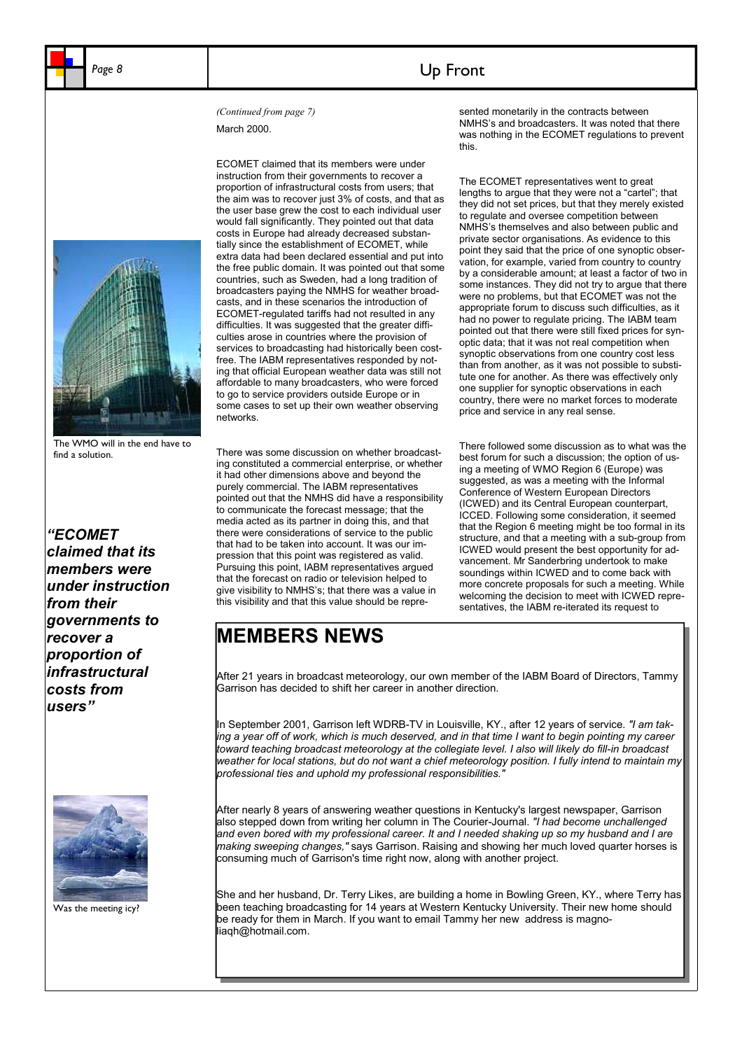*(Continued from page 7)*

March 2000.

ECOMET claimed that its members were under instruction from their governments to recover a proportion of infrastructural costs from users; that the aim was to recover just 3% of costs, and that as the user base grew the cost to each individual user would fall significantly. They pointed out that data costs in Europe had already decreased substantially since the establishment of ECOMET, while extra data had been declared essential and put into the free public domain. It was pointed out that some countries, such as Sweden, had a long tradition of broadcasters paying the NMHS for weather broadcasts, and in these scenarios the introduction of ECOMET-regulated tariffs had not resulted in any difficulties. It was suggested that the greater difficulties arose in countries where the provision of services to broadcasting had historically been cost-free. The IABM representatives responded by noting that official European weather data was still not affordable to many broadcasters, who were forced to go to service providers outside Europe or in some cases to set up their own weather observing networks.

There was some discussion on whether broadcasting constituted a commercial enterprise, or whether it had other dimensions above and beyond the purely commercial. The IABM representatives pointed out that the NMHS did have a responsibility to communicate the forecast message; that the media acted as its partner in doing this, and that there were considerations of service to the public that had to be taken into account. It was our impression that this point was registered as valid. Pursuing this point, IABM representatives argued that the forecast on radio or television helped to give visibility to NMHS's; that there was a value in this visibility and that this value should be represented monetarily in the contracts between NMHS's and broadcasters. It was noted that there was nothing in the ECOMET regulations to prevent this.

The ECOMET representatives went to great lengths to argue that they were not a "cartel"; that they did not set prices, but that they merely existed to regulate and oversee competition between NMHS's themselves and also between public and private sector organisations. As evidence to this point they said that the price of one synoptic observation, for example, varied from country to country by a considerable amount; at least a factor of two in some instances. They did not try to argue that there were no problems, but that ECOMET was not the appropriate forum to discuss such difficulties, as it had no power to regulate pricing. The IABM team pointed out that there were still fixed prices for synoptic data; that it was not real competition when synoptic observations from one country cost less than from another, as it was not possible to substitute one for another. As there was effectively only one supplier for synoptic observations in each country, there were no market forces to moderate price and service in any real sense.

There followed some discussion as to what was the best forum for such a discussion; the option of using a meeting of WMO Region 6 (Europe) was suggested, as was a meeting with the Informal Conference of Western European Directors (ICWED) and its Central European counterpart, ICCED. Following some consideration, it seemed that the Region 6 meeting might be too formal in its structure, and that a meeting with a sub-group from ICWED would present the best opportunity for advancement. Mr Sanderbring undertook to make soundings within ICWED and to come back with more concrete proposals for such a meeting. While welcoming the decision to meet with ICWED representatives, the IABM re-iterated its request to

The WMO will in the end have to find a solution.

***"ECOMET claimed that its members were under instruction from their governments to recover a proportion of infrastructural costs from users"***

Was the meeting icy?

# MEMBERS NEWS

After 21 years in broadcast meteorology, our own member of the IABM Board of Directors, Tammy Garrison has decided to shift her career in another direction.

In September 2001, Garrison left WDRB-TV in Louisville, KY., after 12 years of service. *"I am taking a year off of work, which is much deserved, and in that time I want to begin pointing my career toward teaching broadcast meteorology at the collegiate level. I also will likely do fill-in broadcast weather for local stations, but do not want a chief meteorology position. I fully intend to maintain my professional ties and uphold my professional responsibilities."*

After nearly 8 years of answering weather questions in Kentucky's largest newspaper, Garrison also stepped down from writing her column in The Courier-Journal. *"I had become unchallenged and even bored with my professional career. It and I needed shaking up so my husband and I are making sweeping changes,"* says Garrison. Raising and showing her much loved quarter horses is consuming much of Garrison's time right now, along with another project.

She and her husband, Dr. Terry Likes, are building a home in Bowling Green, KY., where Terry has been teaching broadcasting for 14 years at Western Kentucky University. Their new home should be ready for them in March. If you want to email Tammy her new address is magnoliaqh@hotmail.com.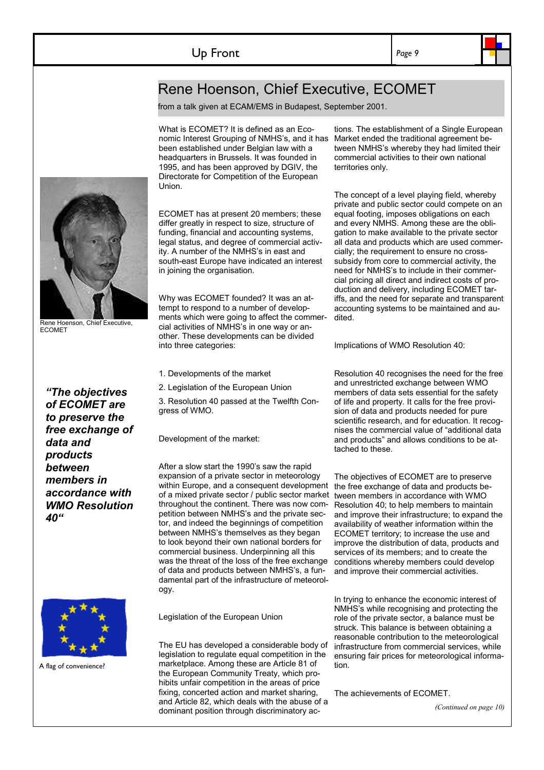# Rene Hoenson, Chief Executive, ECOMET

from a talk given at ECAM/EMS in Budapest, September 2001.

Rene Hoenson, Chief Executive, ECOMET

***"The objectives of ECOMET are to preserve the free exchange of data and products between members in accordance with WMO Resolution 40"***

A flag of convenience?

What is ECOMET? It is defined as an Economic Interest Grouping of NMHS's, and it has been established under Belgian law with a headquarters in Brussels. It was founded in 1995, and has been approved by DGIV, the Directorate for Competition of the European Union.

ECOMET has at present 20 members; these differ greatly in respect to size, structure of funding, financial and accounting systems, legal status, and degree of commercial activity. A number of the NMHS's in east and south-east Europe have indicated an interest in joining the organisation.

Why was ECOMET founded? It was an attempt to respond to a number of developments which were going to affect the commercial activities of NMHS's in one way or another. These developments can be divided into three categories:

1. Developments of the market
2. Legislation of the European Union
3. Resolution 40 passed at the Twelfth Congress of WMO.

Development of the market:

After a slow start the 1990's saw the rapid expansion of a private sector in meteorology within Europe, and a consequent development of a mixed private sector / public sector market throughout the continent. There was now competition between NMHS's and the private sector, and indeed the beginnings of competition between NMHS's themselves as they began to look beyond their own national borders for commercial business. Underpinning all this was the threat of the loss of the free exchange of data and products between NMHS's, a fundamental part of the infrastructure of meteorology.

Legislation of the European Union

The EU has developed a considerable body of legislation to regulate equal competition in the marketplace. Among these are Article 81 of the European Community Treaty, which prohibits unfair competition in the areas of price fixing, concerted action and market sharing, and Article 82, which deals with the abuse of a dominant position through discriminatory actions. The establishment of a Single European Market ended the traditional agreement between NMHS's whereby they had limited their commercial activities to their own national territories only.

The concept of a level playing field, whereby private and public sector could compete on an equal footing, imposes obligations on each and every NMHS. Among these are the obligation to make available to the private sector all data and products which are used commercially; the requirement to ensure no cross-subsidy from core to commercial activity, the need for NMHS's to include in their commercial pricing all direct and indirect costs of production and delivery, including ECOMET tariffs, and the need for separate and transparent accounting systems to be maintained and audited.

Implications of WMO Resolution 40:

Resolution 40 recognises the need for the free and unrestricted exchange between WMO members of data sets essential for the safety of life and property. It calls for the free provision of data and products needed for pure scientific research, and for education. It recognises the commercial value of "additional data and products" and allows conditions to be attached to these.

The objectives of ECOMET are to preserve the free exchange of data and products between members in accordance with WMO Resolution 40; to help members to maintain and improve their infrastructure; to expand the availability of weather information within the ECOMET territory; to increase the use and improve the distribution of data, products and services of its members; and to create the conditions whereby members could develop and improve their commercial activities.

In trying to enhance the economic interest of NMHS's while recognising and protecting the role of the private sector, a balance must be struck. This balance is between obtaining a reasonable contribution to the meteorological infrastructure from commercial services, while ensuring fair prices for meteorological information.

The achievements of ECOMET.

*(Continued on page 10)*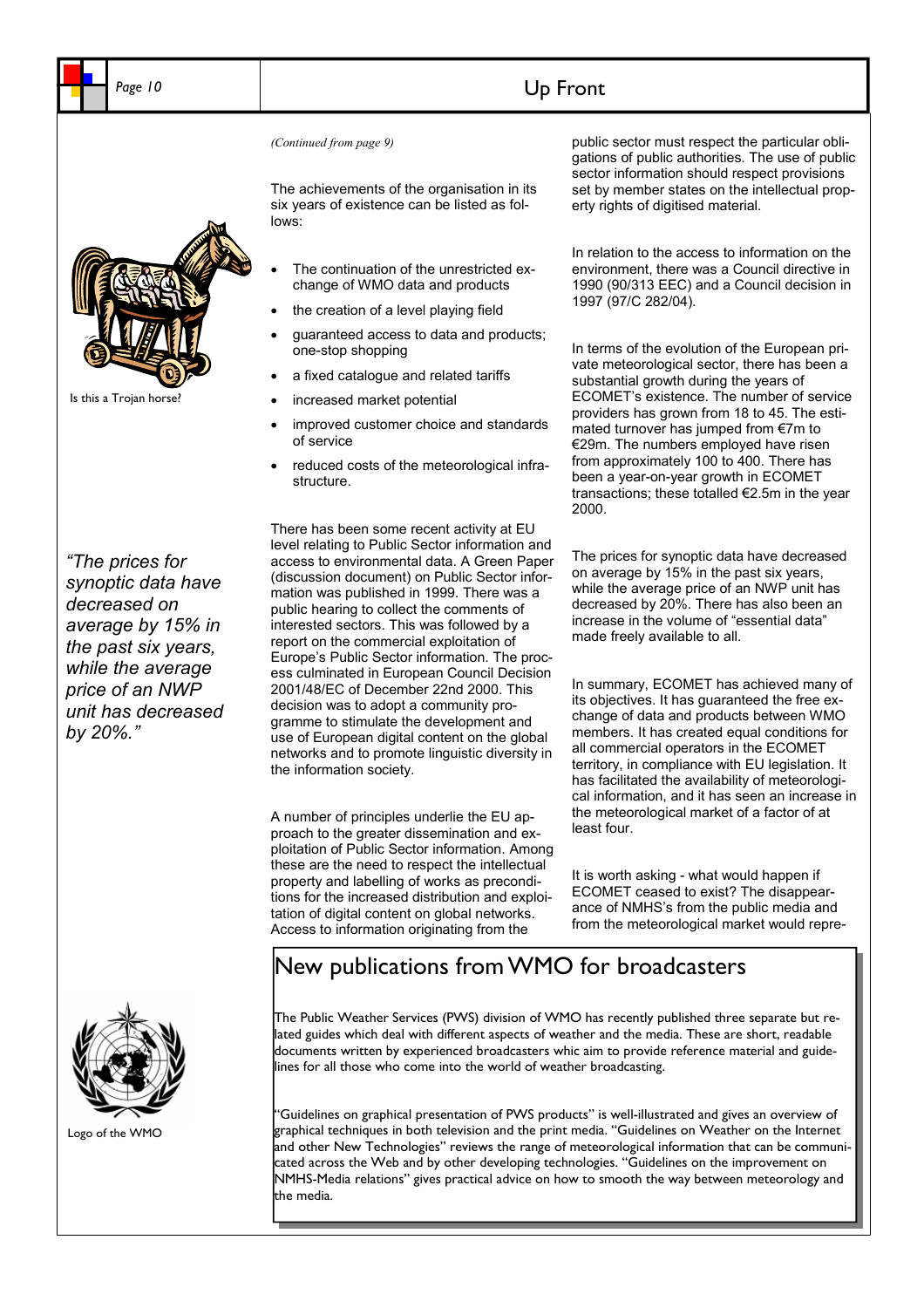*(Continued from page 9)*

The achievements of the organisation in its six years of existence can be listed as follows:

- The continuation of the unrestricted exchange of WMO data and products
- the creation of a level playing field
- guaranteed access to data and products; one-stop shopping
- a fixed catalogue and related tariffs
- increased market potential
- improved customer choice and standards of service
- reduced costs of the meteorological infrastructure.

Is this a Trojan horse?

There has been some recent activity at EU level relating to Public Sector information and access to environmental data. A Green Paper (discussion document) on Public Sector information was published in 1999. There was a public hearing to collect the comments of interested sectors. This was followed by a report on the commercial exploitation of Europe's Public Sector information. The process culminated in European Council Decision 2001/48/EC of December 22nd 2000. This decision was to adopt a community programme to stimulate the development and use of European digital content on the global networks and to promote linguistic diversity in the information society.

A number of principles underlie the EU approach to the greater dissemination and exploitation of Public Sector information. Among these are the need to respect the intellectual property and labelling of works as preconditions for the increased distribution and exploitation of digital content on global networks. Access to information originating from the public sector must respect the particular obligations of public authorities. The use of public sector information should respect provisions set by member states on the intellectual property rights of digitised material.

In relation to the access to information on the environment, there was a Council directive in 1990 (90/313 EEC) and a Council decision in 1997 (97/C 282/04).

In terms of the evolution of the European private meteorological sector, there has been a substantial growth during the years of ECOMET's existence. The number of service providers has grown from 18 to 45. The estimated turnover has jumped from €7m to €29m. The numbers employed have risen from approximately 100 to 400. There has been a year-on-year growth in ECOMET transactions; these totalled €2.5m in the year 2000.

*"The prices for synoptic data have decreased on average by 15% in the past six years, while the average price of an NWP unit has decreased by 20%."*

The prices for synoptic data have decreased on average by 15% in the past six years, while the average price of an NWP unit has decreased by 20%. There has also been an increase in the volume of "essential data" made freely available to all.

In summary, ECOMET has achieved many of its objectives. It has guaranteed the free exchange of data and products between WMO members. It has created equal conditions for all commercial operators in the ECOMET territory, in compliance with EU legislation. It has facilitated the availability of meteorological information, and it has seen an increase in the meteorological market of a factor of at least four.

It is worth asking - what would happen if ECOMET ceased to exist? The disappearance of NMHS's from the public media and from the meteorological market would repre-

## New publications from WMO for broadcasters

Logo of the WMO

The Public Weather Services (PWS) division of WMO has recently published three separate but related guides which deal with different aspects of weather and the media. These are short, readable documents written by experienced broadcasters whic aim to provide reference material and guidelines for all those who come into the world of weather broadcasting.

"Guidelines on graphical presentation of PWS products" is well-illustrated and gives an overview of graphical techniques in both television and the print media. "Guidelines on Weather on the Internet and other New Technologies" reviews the range of meteorological information that can be communicated across the Web and by other developing technologies. "Guidelines on the improvement on NMHS-Media relations" gives practical advice on how to smooth the way between meteorology and the media.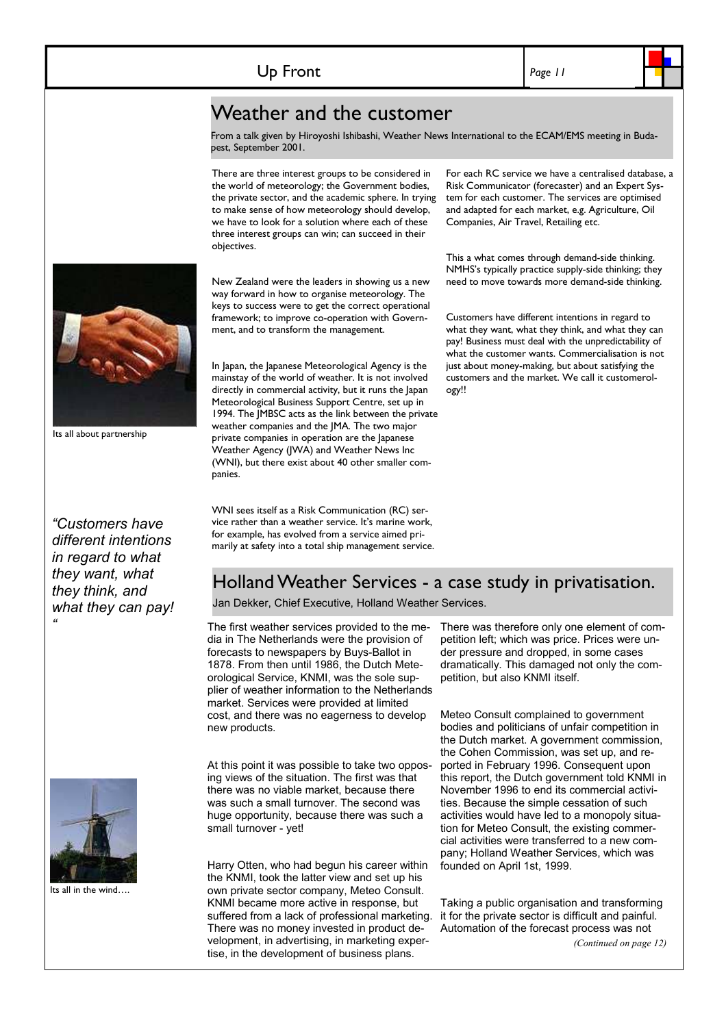# Weather and the customer

From a talk given by Hiroyoshi Ishibashi, Weather News International to the ECAM/EMS meeting in Budapest, September 2001.

There are three interest groups to be considered in the world of meteorology; the Government bodies, the private sector, and the academic sphere. In trying to make sense of how meteorology should develop, we have to look for a solution where each of these three interest groups can win; can succeed in their objectives.

New Zealand were the leaders in showing us a new way forward in how to organise meteorology. The keys to success were to get the correct operational framework; to improve co-operation with Government, and to transform the management.

Its all about partnership

In Japan, the Japanese Meteorological Agency is the mainstay of the world of weather. It is not involved directly in commercial activity, but it runs the Japan Meteorological Business Support Centre, set up in 1994. The JMBSC acts as the link between the private weather companies and the JMA. The two major private companies in operation are the Japanese Weather Agency (JWA) and Weather News Inc (WNI), but there exist about 40 other smaller companies.

WNI sees itself as a Risk Communication (RC) service rather than a weather service. It's marine work, for example, has evolved from a service aimed primarily at safety into a total ship management service.

For each RC service we have a centralised database, a Risk Communicator (forecaster) and an Expert System for each customer. The services are optimised and adapted for each market, e.g. Agriculture, Oil Companies, Air Travel, Retailing etc.

This a what comes through demand-side thinking. NMHS's typically practice supply-side thinking; they need to move towards more demand-side thinking.

Customers have different intentions in regard to what they want, what they think, and what they can pay! Business must deal with the unpredictability of what the customer wants. Commercialisation is not just about money-making, but about satisfying the customers and the market. We call it customerology!!

*"Customers have different intentions in regard to what they want, what they think, and what they can pay! "*

## Holland Weather Services - a case study in privatisation.

Jan Dekker, Chief Executive, Holland Weather Services.

The first weather services provided to the media in The Netherlands were the provision of forecasts to newspapers by Buys-Ballot in 1878. From then until 1986, the Dutch Meteorological Service, KNMI, was the sole supplier of weather information to the Netherlands market. Services were provided at limited cost, and there was no eagerness to develop new products.

At this point it was possible to take two opposing views of the situation. The first was that there was no viable market, because there was such a small turnover. The second was huge opportunity, because there was such a small turnover - yet!

Its all in the wind….

Harry Otten, who had begun his career within the KNMI, took the latter view and set up his own private sector company, Meteo Consult. KNMI became more active in response, but suffered from a lack of professional marketing. There was no money invested in product development, in advertising, in marketing expertise, in the development of business plans.

There was therefore only one element of competition left; which was price. Prices were under pressure and dropped, in some cases dramatically. This damaged not only the competition, but also KNMI itself.

Meteo Consult complained to government bodies and politicians of unfair competition in the Dutch market. A government commission, the Cohen Commission, was set up, and reported in February 1996. Consequent upon this report, the Dutch government told KNMI in November 1996 to end its commercial activities. Because the simple cessation of such activities would have led to a monopoly situation for Meteo Consult, the existing commercial activities were transferred to a new company; Holland Weather Services, which was founded on April 1st, 1999.

Taking a public organisation and transforming it for the private sector is difficult and painful. Automation of the forecast process was not

*(Continued on page 12)*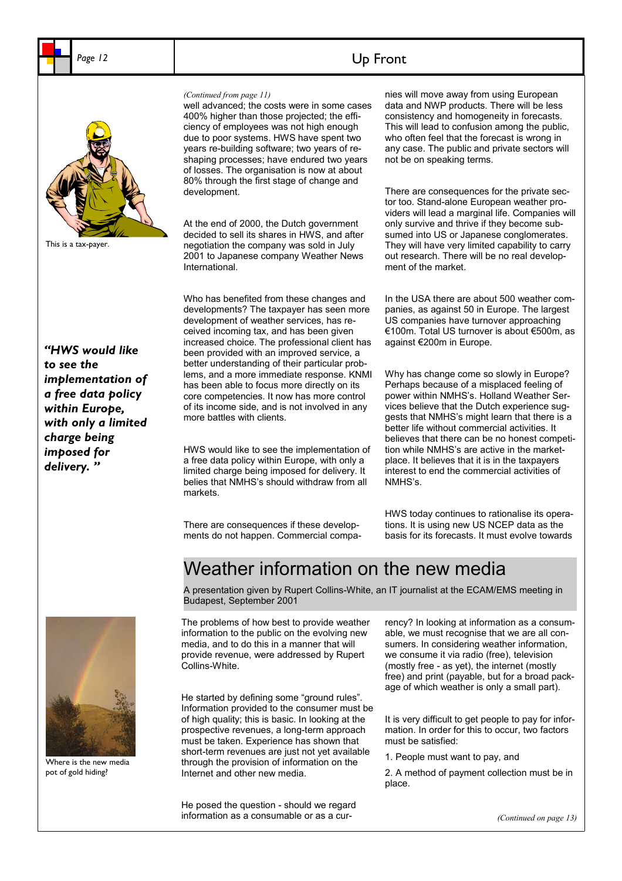*(Continued from page 11)*

well advanced; the costs were in some cases 400% higher than those projected; the efficiency of employees was not high enough due to poor systems. HWS have spent two years re-building software; two years of re-shaping processes; have endured two years of losses. The organisation is now at about 80% through the first stage of change and development.

At the end of 2000, the Dutch government decided to sell its shares in HWS, and after negotiation the company was sold in July 2001 to Japanese company Weather News International.

Who has benefited from these changes and developments? The taxpayer has seen more development of weather services, has received incoming tax, and has been given increased choice. The professional client has been provided with an improved service, a better understanding of their particular problems, and a more immediate response. KNMI has been able to focus more directly on its core competencies. It now has more control of its income side, and is not involved in any more battles with clients.

This is a tax-payer.

*"HWS would like to see the implementation of a free data policy within Europe, with only a limited charge being imposed for delivery."*

HWS would like to see the implementation of a free data policy within Europe, with only a limited charge being imposed for delivery. It belies that NMHS's should withdraw from all markets.

There are consequences if these developments do not happen. Commercial companies will move away from using European data and NWP products. There will be less consistency and homogeneity in forecasts. This will lead to confusion among the public, who often feel that the forecast is wrong in any case. The public and private sectors will not be on speaking terms.

There are consequences for the private sector too. Stand-alone European weather providers will lead a marginal life. Companies will only survive and thrive if they become subsumed into US or Japanese conglomerates. They will have very limited capability to carry out research. There will be no real development of the market.

In the USA there are about 500 weather companies, as against 50 in Europe. The largest US companies have turnover approaching €100m. Total US turnover is about €500m, as against €200m in Europe.

Why has change come so slowly in Europe? Perhaps because of a misplaced feeling of power within NMHS's. Holland Weather Services believe that the Dutch experience suggests that NMHS's might learn that there is a better life without commercial activities. It believes that there can be no honest competition while NMHS's are active in the marketplace. It believes that it is in the taxpayers interest to end the commercial activities of NMHS's.

HWS today continues to rationalise its operations. It is using new US NCEP data as the basis for its forecasts. It must evolve towards

# Weather information on the new media

A presentation given by Rupert Collins-White, an IT journalist at the ECAM/EMS meeting in Budapest, September 2001

Where is the new media pot of gold hiding?

The problems of how best to provide weather information to the public on the evolving new media, and to do this in a manner that will provide revenue, were addressed by Rupert Collins-White.

He started by defining some "ground rules". Information provided to the consumer must be of high quality; this is basic. In looking at the prospective revenues, a long-term approach must be taken. Experience has shown that short-term revenues are just not yet available through the provision of information on the Internet and other new media.

He posed the question - should we regard information as a consumable or as a currency? In looking at information as a consumable, we must recognise that we are all consumers. In considering weather information, we consume it via radio (free), television (mostly free - as yet), the internet (mostly free) and print (payable, but for a broad package of which weather is only a small part).

It is very difficult to get people to pay for information. In order for this to occur, two factors must be satisfied:

1. People must want to pay, and

2. A method of payment collection must be in place.

*(Continued on page 13)*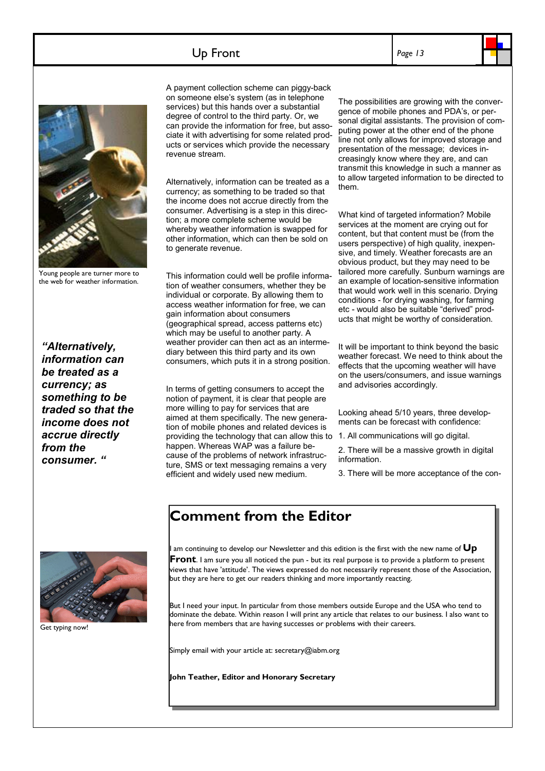Young people are turner more to the web for weather information.

*"Alternatively, information can be treated as a currency; as something to be traded so that the income does not accrue directly from the consumer. "*

A payment collection scheme can piggy-back on someone else's system (as in telephone services) but this hands over a substantial degree of control to the third party. Or, we can provide the information for free, but associate it with advertising for some related products or services which provide the necessary revenue stream.

Alternatively, information can be treated as a currency; as something to be traded so that the income does not accrue directly from the consumer. Advertising is a step in this direction; a more complete scheme would be whereby weather information is swapped for other information, which can then be sold on to generate revenue.

This information could well be profile information of weather consumers, whether they be individual or corporate. By allowing them to access weather information for free, we can gain information about consumers (geographical spread, access patterns etc) which may be useful to another party. A weather provider can then act as an intermediary between this third party and its own consumers, which puts it in a strong position.

In terms of getting consumers to accept the notion of payment, it is clear that people are more willing to pay for services that are aimed at them specifically. The new generation of mobile phones and related devices is providing the technology that can allow this to happen. Whereas WAP was a failure because of the problems of network infrastructure, SMS or text messaging remains a very efficient and widely used new medium.

The possibilities are growing with the convergence of mobile phones and PDA's, or personal digital assistants. The provision of computing power at the other end of the phone line not only allows for improved storage and presentation of the message; devices increasingly know where they are, and can transmit this knowledge in such a manner as to allow targeted information to be directed to them.

What kind of targeted information? Mobile services at the moment are crying out for content, but that content must be (from the users perspective) of high quality, inexpensive, and timely. Weather forecasts are an obvious product, but they may need to be tailored more carefully. Sunburn warnings are an example of location-sensitive information that would work well in this scenario. Drying conditions - for drying washing, for farming etc - would also be suitable "derived" products that might be worthy of consideration.

It will be important to think beyond the basic weather forecast. We need to think about the effects that the upcoming weather will have on the users/consumers, and issue warnings and advisories accordingly.

Looking ahead 5/10 years, three developments can be forecast with confidence:

1. All communications will go digital.
2. There will be a massive growth in digital information.
3. There will be more acceptance of the con-

## Comment from the Editor

I am continuing to develop our Newsletter and this edition is the first with the new name of **Up Front**. I am sure you all noticed the pun - but its real purpose is to provide a platform to present views that have 'attitude'. The views expressed do not necessarily represent those of the Association, but they are here to get our readers thinking and more importantly reacting.

But I need your input. In particular from those members outside Europe and the USA who tend to dominate the debate. Within reason I will print any article that relates to our business. I also want to here from members that are having successes or problems with their careers.

Simply email with your article at: secretary@iabm.org

**John Teather, Editor and Honorary Secretary**

Get typing now!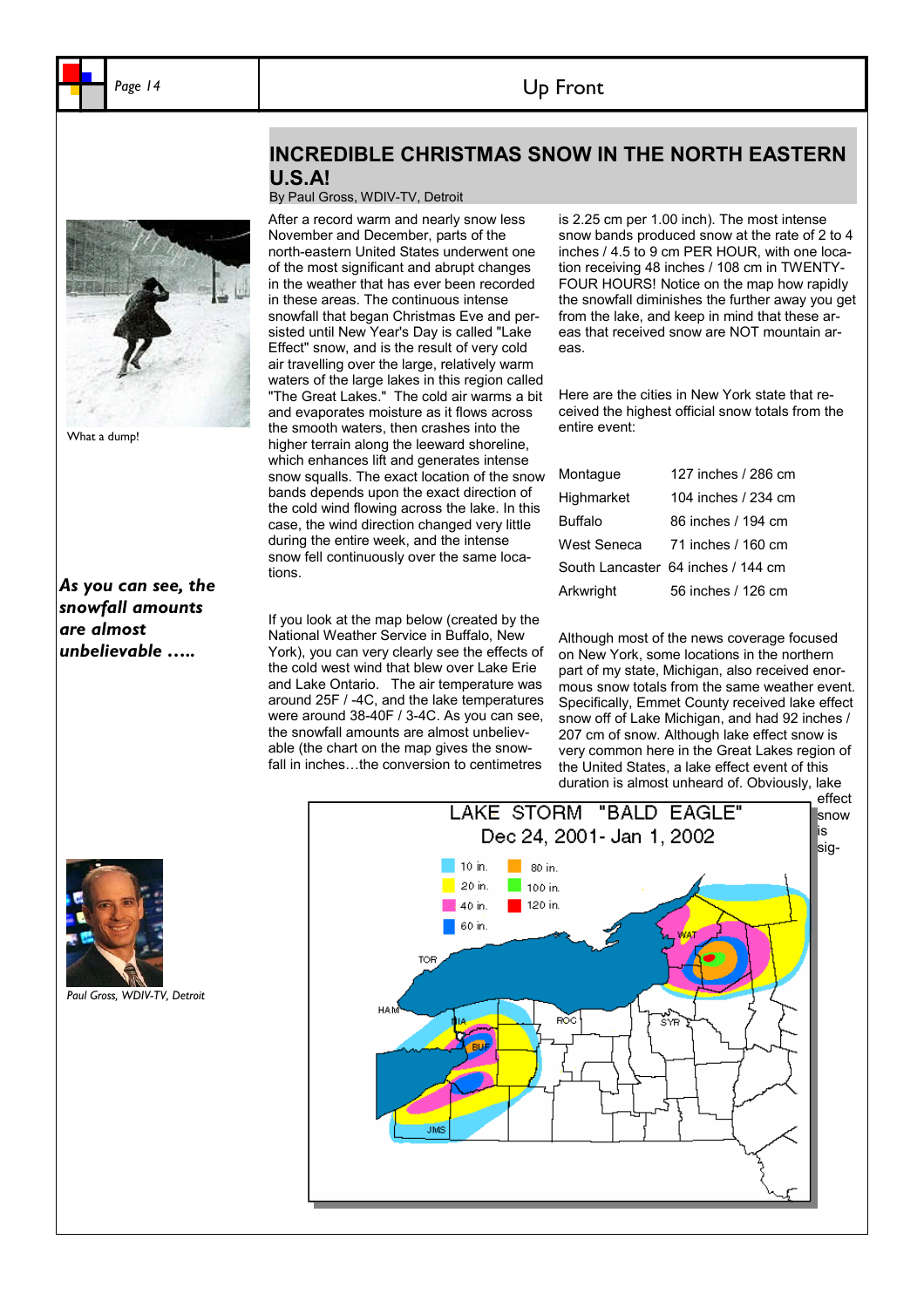## INCREDIBLE CHRISTMAS SNOW IN THE NORTH EASTERN U.S.A!

By Paul Gross, WDIV-TV, Detroit

What a dump!

*As you can see, the snowfall amounts are almost unbelievable …..*

After a record warm and nearly snow less November and December, parts of the north-eastern United States underwent one of the most significant and abrupt changes in the weather that has ever been recorded in these areas. The continuous intense snowfall that began Christmas Eve and persisted until New Year's Day is called "Lake Effect" snow, and is the result of very cold air travelling over the large, relatively warm waters of the large lakes in this region called "The Great Lakes." The cold air warms a bit and evaporates moisture as it flows across the smooth waters, then crashes into the higher terrain along the leeward shoreline, which enhances lift and generates intense snow squalls. The exact location of the snow bands depends upon the exact direction of the cold wind flowing across the lake. In this case, the wind direction changed very little during the entire week, and the intense snow fell continuously over the same locations.

If you look at the map below (created by the National Weather Service in Buffalo, New York), you can very clearly see the effects of the cold west wind that blew over Lake Erie and Lake Ontario. The air temperature was around 25F / -4C, and the lake temperatures were around 38-40F / 3-4C. As you can see, the snowfall amounts are almost unbelievable (the chart on the map gives the snowfall in inches…the conversion to centimetres is 2.25 cm per 1.00 inch). The most intense snow bands produced snow at the rate of 2 to 4 inches / 4.5 to 9 cm PER HOUR, with one location receiving 48 inches / 108 cm in TWENTY-FOUR HOURS! Notice on the map how rapidly the snowfall diminishes the further away you get from the lake, and keep in mind that these areas that received snow are NOT mountain areas.

Here are the cities in New York state that received the highest official snow totals from the entire event:

| | |
|---|---|
| Montague | 127 inches / 286 cm |
| Highmarket | 104 inches / 234 cm |
| Buffalo | 86 inches / 194 cm |
| West Seneca | 71 inches / 160 cm |
| South Lancaster | 64 inches / 144 cm |
| Arkwright | 56 inches / 126 cm |

Although most of the news coverage focused on New York, some locations in the northern part of my state, Michigan, also received enormous snow totals from the same weather event. Specifically, Emmet County received lake effect snow off of Lake Michigan, and had 92 inches / 207 cm of snow. Although lake effect snow is very common here in the Great Lakes region of the United States, a lake effect event of this duration is almost unheard of. Obviously, lake effect snow is sig-

LAKE STORM "BALD EAGLE"
Dec 24, 2001- Jan 1, 2002

10 in. 20 in. 40 in. 60 in. 80 in. 100 in. 120 in.

Paul Gross, WDIV-TV, Detroit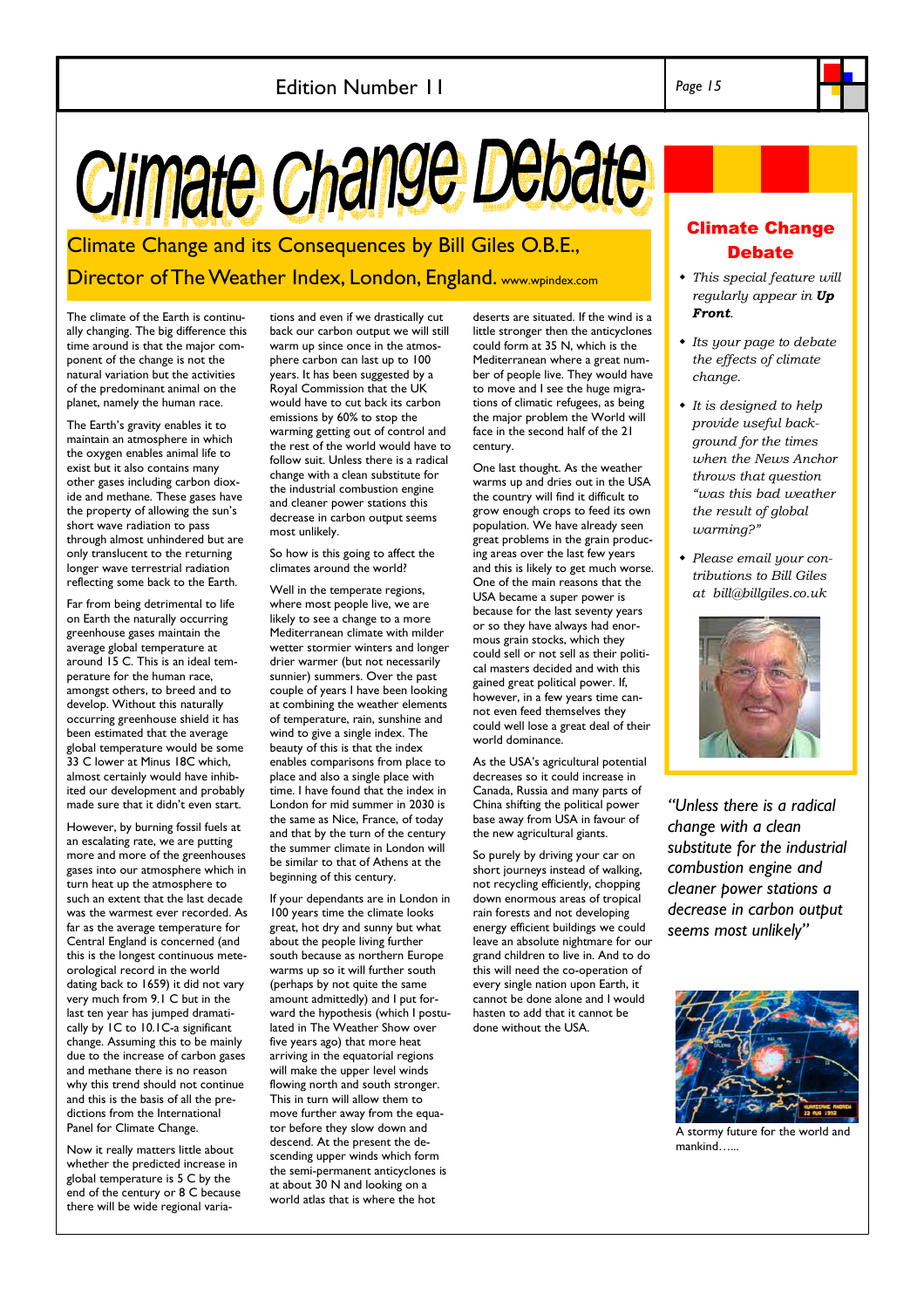# Climate Change Debate

## Climate Change and its Consequences by Bill Giles O.B.E., Director of The Weather Index, London, England. www.wpindex.com

The climate of the Earth is continually changing. The big difference this time around is that the major component of the change is not the natural variation but the activities of the predominant animal on the planet, namely the human race.

The Earth's gravity enables it to maintain an atmosphere in which the oxygen enables animal life to exist but it also contains many other gases including carbon dioxide and methane. These gases have the property of allowing the sun's short wave radiation to pass through almost unhindered but are only translucent to the returning longer wave terrestrial radiation reflecting some back to the Earth.

Far from being detrimental to life on Earth the naturally occurring greenhouse gases maintain the average global temperature at around 15 C. This is an ideal temperature for the human race, amongst others, to breed and to develop. Without this naturally occurring greenhouse shield it has been estimated that the average global temperature would be some 33 C lower at Minus 18C which, almost certainly would have inhibited our development and probably made sure that it didn't even start.

However, by burning fossil fuels at an escalating rate, we are putting more and more of the greenhouses gases into our atmosphere which in turn heat up the atmosphere to such an extent that the last decade was the warmest ever recorded. As far as the average temperature for Central England is concerned (and this is the longest continuous meteorological record in the world dating back to 1659) it did not vary very much from 9.1 C but in the last ten year has jumped dramatically by 1C to 10.1C-a significant change. Assuming this to be mainly due to the increase of carbon gases and methane there is no reason why this trend should not continue and this is the basis of all the predictions from the International Panel for Climate Change.

Now it really matters little about whether the predicted increase in global temperature is 5 C by the end of the century or 8 C because there will be wide regional variations and even if we drastically cut back our carbon output we will still warm up since once in the atmosphere carbon can last up to 100 years. It has been suggested by a Royal Commission that the UK would have to cut back its carbon emissions by 60% to stop the warming getting out of control and the rest of the world would have to follow suit. Unless there is a radical change with a clean substitute for the industrial combustion engine and cleaner power stations this decrease in carbon output seems most unlikely.

So how is this going to affect the climates around the world?

Well in the temperate regions, where most people live, we are likely to see a change to a more Mediterranean climate with milder wetter stormier winters and longer drier warmer (but not necessarily sunnier) summers. Over the past couple of years I have been looking at combining the weather elements of temperature, rain, sunshine and wind to give a single index. The beauty of this is that the index enables comparisons from place to place and also a single place with time. I have found that the index in London for mid summer in 2030 is the same as Nice, France, of today and that by the turn of the century the summer climate in London will be similar to that of Athens at the beginning of this century.

If your dependants are in London in 100 years time the climate looks great, hot dry and sunny but what about the people living further south because as northern Europe warms up so it will further south (perhaps by not quite the same amount admittedly) and I put forward the hypothesis (which I postulated in The Weather Show over five years ago) that more heat arriving in the equatorial regions will make the upper level winds flowing north and south stronger. This in turn will allow them to move further away from the equator before they slow down and descend. At the present the descending upper winds which form the semi-permanent anticyclones is at about 30 N and looking on a world atlas that is where the hot deserts are situated. If the wind is a little stronger then the anticyclones could form at 35 N, which is the Mediterranean where a great number of people live. They would have to move and I see the huge migrations of climatic refugees, as being the major problem the World will face in the second half of the 21 century.

One last thought. As the weather warms up and dries out in the USA the country will find it difficult to grow enough crops to feed its own population. We have already seen great problems in the grain producing areas over the last few years and this is likely to get much worse. One of the main reasons that the USA became a super power is because for the last seventy years or so they have always had enormous grain stocks, which they could sell or not sell as their political masters decided and with this gained great political power. If, however, in a few years time cannot even feed themselves they could well lose a great deal of their world dominance.

As the USA's agricultural potential decreases so it could increase in Canada, Russia and many parts of China shifting the political power base away from USA in favour of the new agricultural giants.

So purely by driving your car on short journeys instead of walking, not recycling efficiently, chopping down enormous areas of tropical rain forests and not developing energy efficient buildings we could leave an absolute nightmare for our grand children to live in. And to do this will need the co-operation of every single nation upon Earth, it cannot be done alone and I would hasten to add that it cannot be done without the USA.

## Climate Change Debate

- *This special feature will regularly appear in **Up Front**.*
- *Its your page to debate the effects of climate change.*
- *It is designed to help provide useful background for the times when the News Anchor throws that question "was this bad weather the result of global warming?"*
- *Please email your contributions to Bill Giles at bill@billgiles.co.uk*

*"Unless there is a radical change with a clean substitute for the industrial combustion engine and cleaner power stations a decrease in carbon output seems most unlikely"*

A stormy future for the world and mankind…...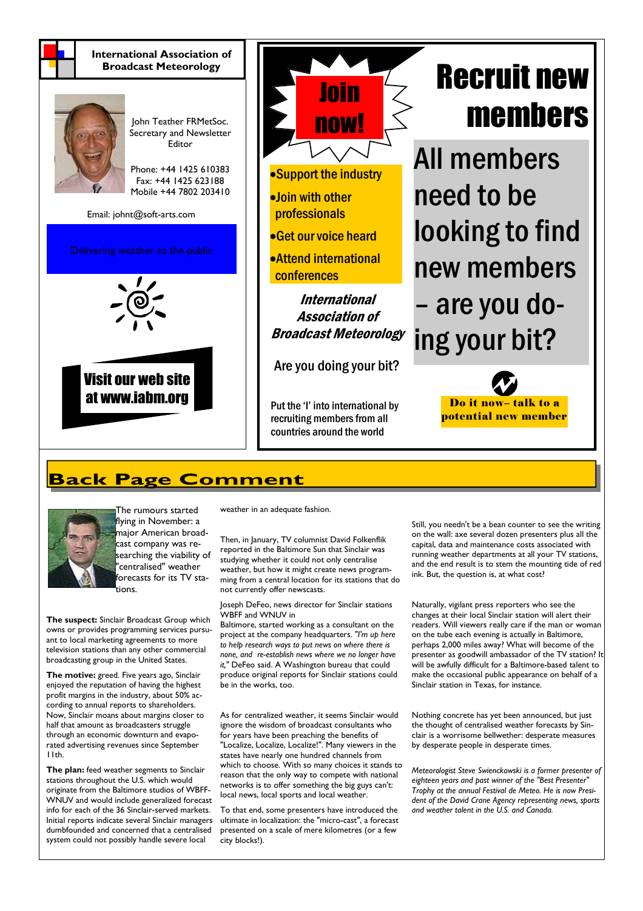**International Association of Broadcast Meteorology**

John Teather FRMetSoc.
Secretary and Newsletter Editor

Phone: +44 1425 610383
Fax: +44 1425 623188
Mobile +44 7802 203410

Email: johnt@soft-arts.com

Delivering weather to the public

**Visit our web site at www.iabm.org**

**Join now!**

- Support the industry
- Join with other professionals
- Get our voice heard
- Attend international conferences

***International Association of Broadcast Meteorology***

Are you doing your bit?

Put the 'I' into international by recruiting members from all countries around the world

# Recruit new members

All members need to be looking to find new members – are you doing your bit?

**Do it now– talk to a potential new member**

## Back Page Comment

The rumours started flying in November: a major American broadcast company was researching the viability of "centralised" weather forecasts for its TV stations.

**The suspect:** Sinclair Broadcast Group which owns or provides programming services pursuant to local marketing agreements to more television stations than any other commercial broadcasting group in the United States.

**The motive:** greed. Five years ago, Sinclair enjoyed the reputation of having the highest profit margins in the industry, about 50% according to annual reports to shareholders. Now, Sinclair moans about margins closer to half that amount as broadcasters struggle through an economic downturn and evaporated advertising revenues since September 11th.

**The plan:** feed weather segments to Sinclair stations throughout the U.S. which would originate from the Baltimore studios of WBFF-WNUV and would include generalized forecast info for each of the 36 Sinclair-served markets. Initial reports indicate several Sinclair managers dumbfounded and concerned that a centralised system could not possibly handle severe local weather in an adequate fashion.

Then, in January, TV columnist David Folkenflik reported in the Baltimore Sun that Sinclair was studying whether it could not only centralise weather, but how it might create news programming from a central location for its stations that do not currently offer newscasts.

Joseph DeFeo, news director for Sinclair stations WBFF and WNUV in Baltimore, started working as a consultant on the project at the company headquarters. *"I'm up here to help research ways to put news on where there is none, and re-establish news where we no longer have it,"* DeFeo said. A Washington bureau that could produce original reports for Sinclair stations could be in the works, too.

As for centralized weather, it seems Sinclair would ignore the wisdom of broadcast consultants who for years have been preaching the benefits of "Localize, Localize, Localize!". Many viewers in the states have nearly one hundred channels from which to choose. With so many choices it stands to reason that the only way to compete with national networks is to offer something the big guys can't: local news, local sports and local weather.

To that end, some presenters have introduced the ultimate in localization: the "micro-cast", a forecast presented on a scale of mere kilometres (or a few city blocks!).

Still, you needn't be a bean counter to see the writing on the wall: axe several dozen presenters plus all the capital, data and maintenance costs associated with running weather departments at all your TV stations, and the end result is to stem the mounting tide of red ink. But, the question is, at what cost?

Naturally, vigilant press reporters who see the changes at their local Sinclair station will alert their readers. Will viewers really care if the man or woman on the tube each evening is actually in Baltimore, perhaps 2,000 miles away? What will become of the presenter as goodwill ambassador of the TV station? It will be awfully difficult for a Baltimore-based talent to make the occasional public appearance on behalf of a Sinclair station in Texas, for instance.

Nothing concrete has yet been announced, but just the thought of centralised weather forecasts by Sinclair is a worrisome bellwether: desperate measures by desperate people in desperate times.

*Meteorologist Steve Swienckowski is a former presenter of eighteen years and past winner of the "Best Presenter" Trophy at the annual Festival de Meteo. He is now President of the David Crane Agency representing news, sports and weather talent in the U.S. and Canada.*